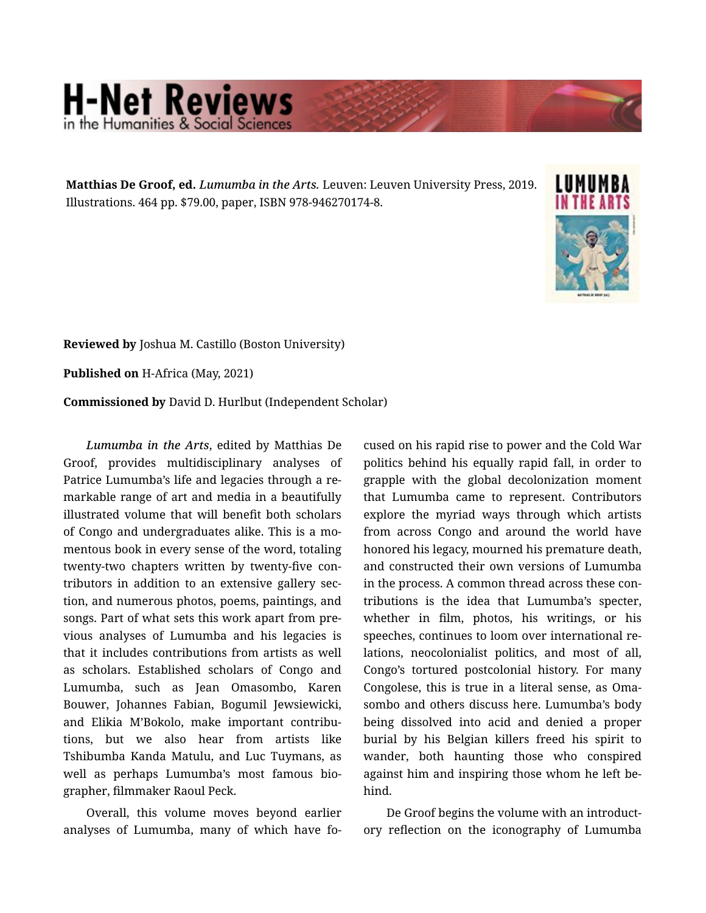**Matthias De Groof, ed.** *Lumumba in the Arts.* Leuven: Leuven University Press, 2019. Illustrations. 464 pp. $79.00, paper, ISBN 978-946270174-8.

**Reviewed by** Joshua M. Castillo (Boston University)

**Published on** H-Africa (May, 2021)

**Commissioned by** David D. Hurlbut (Independent Scholar)

*Lumumba in the Arts*, edited by Matthias De Groof, provides multidisciplinary analyses of Patrice Lumumba's life and legacies through a remarkable range of art and media in a beautifully illustrated volume that will benefit both scholars of Congo and undergraduates alike. This is a momentous book in every sense of the word, totaling twenty-two chapters written by twenty-five contributors in addition to an extensive gallery section, and numerous photos, poems, paintings, and songs. Part of what sets this work apart from previous analyses of Lumumba and his legacies is that it includes contributions from artists as well as scholars. Established scholars of Congo and Lumumba, such as Jean Omasombo, Karen Bouwer, Johannes Fabian, Bogumil Jewsiewicki, and Elikia M'Bokolo, make important contributions, but we also hear from artists like Tshibumba Kanda Matulu, and Luc Tuymans, as well as perhaps Lumumba's most famous biographer, filmmaker Raoul Peck.

Overall, this volume moves beyond earlier analyses of Lumumba, many of which have focused on his rapid rise to power and the Cold War politics behind his equally rapid fall, in order to grapple with the global decolonization moment that Lumumba came to represent. Contributors explore the myriad ways through which artists from across Congo and around the world have honored his legacy, mourned his premature death, and constructed their own versions of Lumumba in the process. A common thread across these contributions is the idea that Lumumba's specter, whether in film, photos, his writings, or his speeches, continues to loom over international relations, neocolonialist politics, and most of all, Congo's tortured postcolonial history. For many Congolese, this is true in a literal sense, as Omasombo and others discuss here. Lumumba's body being dissolved into acid and denied a proper burial by his Belgian killers freed his spirit to wander, both haunting those who conspired against him and inspiring those whom he left behind.

De Groof begins the volume with an introductory reflection on the iconography of Lumumba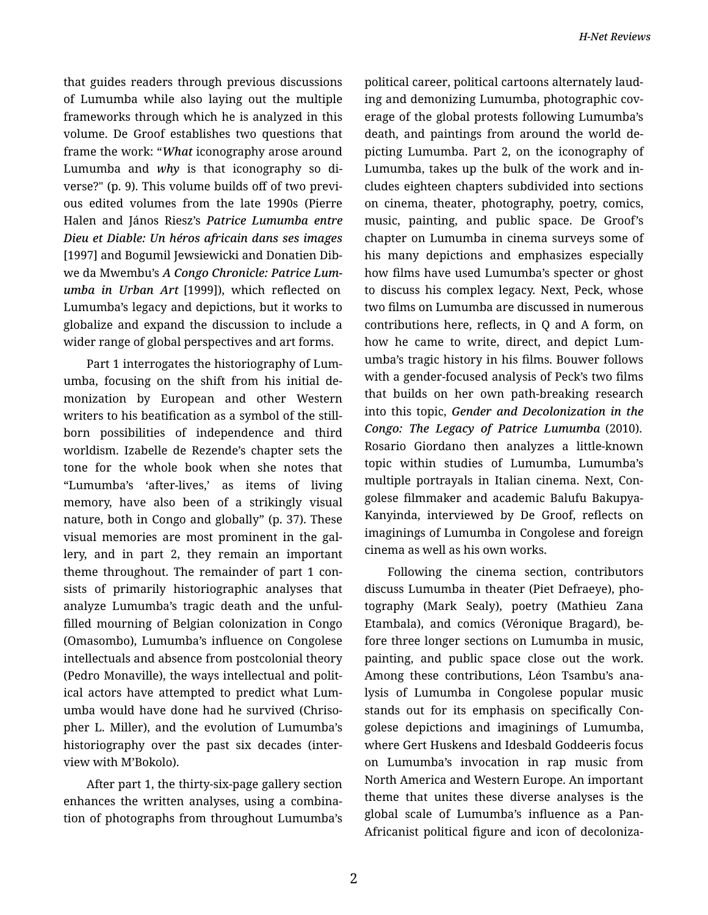that guides readers through previous discussions of Lumumba while also laying out the multiple frameworks through which he is analyzed in this volume. De Groof establishes two questions that frame the work: "*What* iconography arose around Lumumba and *why* is that iconography so diverse?" (p. 9). This volume builds off of two previous edited volumes from the late 1990s (Pierre Halen and János Riesz's ***Patrice Lumumba entre Dieu et Diable: Un héros africain dans ses images*** [1997] and Bogumil Jewsiewicki and Donatien Dibwe da Mwembu's ***A Congo Chronicle: Patrice Lumumba in Urban Art*** [1999]), which reflected on Lumumba's legacy and depictions, but it works to globalize and expand the discussion to include a wider range of global perspectives and art forms.

Part 1 interrogates the historiography of Lumumba, focusing on the shift from his initial demonization by European and other Western writers to his beatification as a symbol of the stillborn possibilities of independence and third worldism. Izabelle de Rezende's chapter sets the tone for the whole book when she notes that "Lumumba's 'after-lives,' as items of living memory, have also been of a strikingly visual nature, both in Congo and globally" (p. 37). These visual memories are most prominent in the gallery, and in part 2, they remain an important theme throughout. The remainder of part 1 consists of primarily historiographic analyses that analyze Lumumba's tragic death and the unfulfilled mourning of Belgian colonization in Congo (Omasombo), Lumumba's influence on Congolese intellectuals and absence from postcolonial theory (Pedro Monaville), the ways intellectual and political actors have attempted to predict what Lumumba would have done had he survived (Chrisopher L. Miller), and the evolution of Lumumba's historiography over the past six decades (interview with M'Bokolo).

After part 1, the thirty-six-page gallery section enhances the written analyses, using a combination of photographs from throughout Lumumba's political career, political cartoons alternately lauding and demonizing Lumumba, photographic coverage of the global protests following Lumumba's death, and paintings from around the world depicting Lumumba. Part 2, on the iconography of Lumumba, takes up the bulk of the work and includes eighteen chapters subdivided into sections on cinema, theater, photography, poetry, comics, music, painting, and public space. De Groof's chapter on Lumumba in cinema surveys some of his many depictions and emphasizes especially how films have used Lumumba's specter or ghost to discuss his complex legacy. Next, Peck, whose two films on Lumumba are discussed in numerous contributions here, reflects, in Q and A form, on how he came to write, direct, and depict Lumumba's tragic history in his films. Bouwer follows with a gender-focused analysis of Peck's two films that builds on her own path-breaking research into this topic, ***Gender and Decolonization in the Congo: The Legacy of Patrice Lumumba*** (2010). Rosario Giordano then analyzes a little-known topic within studies of Lumumba, Lumumba's multiple portrayals in Italian cinema. Next, Congolese filmmaker and academic Balufu Bakupya-Kanyinda, interviewed by De Groof, reflects on imaginings of Lumumba in Congolese and foreign cinema as well as his own works.

Following the cinema section, contributors discuss Lumumba in theater (Piet Defraeye), photography (Mark Sealy), poetry (Mathieu Zana Etambala), and comics (Véronique Bragard), before three longer sections on Lumumba in music, painting, and public space close out the work. Among these contributions, Léon Tsambu's analysis of Lumumba in Congolese popular music stands out for its emphasis on specifically Congolese depictions and imaginings of Lumumba, where Gert Huskens and Idesbald Goddeeris focus on Lumumba's invocation in rap music from North America and Western Europe. An important theme that unites these diverse analyses is the global scale of Lumumba's influence as a Pan-Africanist political figure and icon of decoloniza-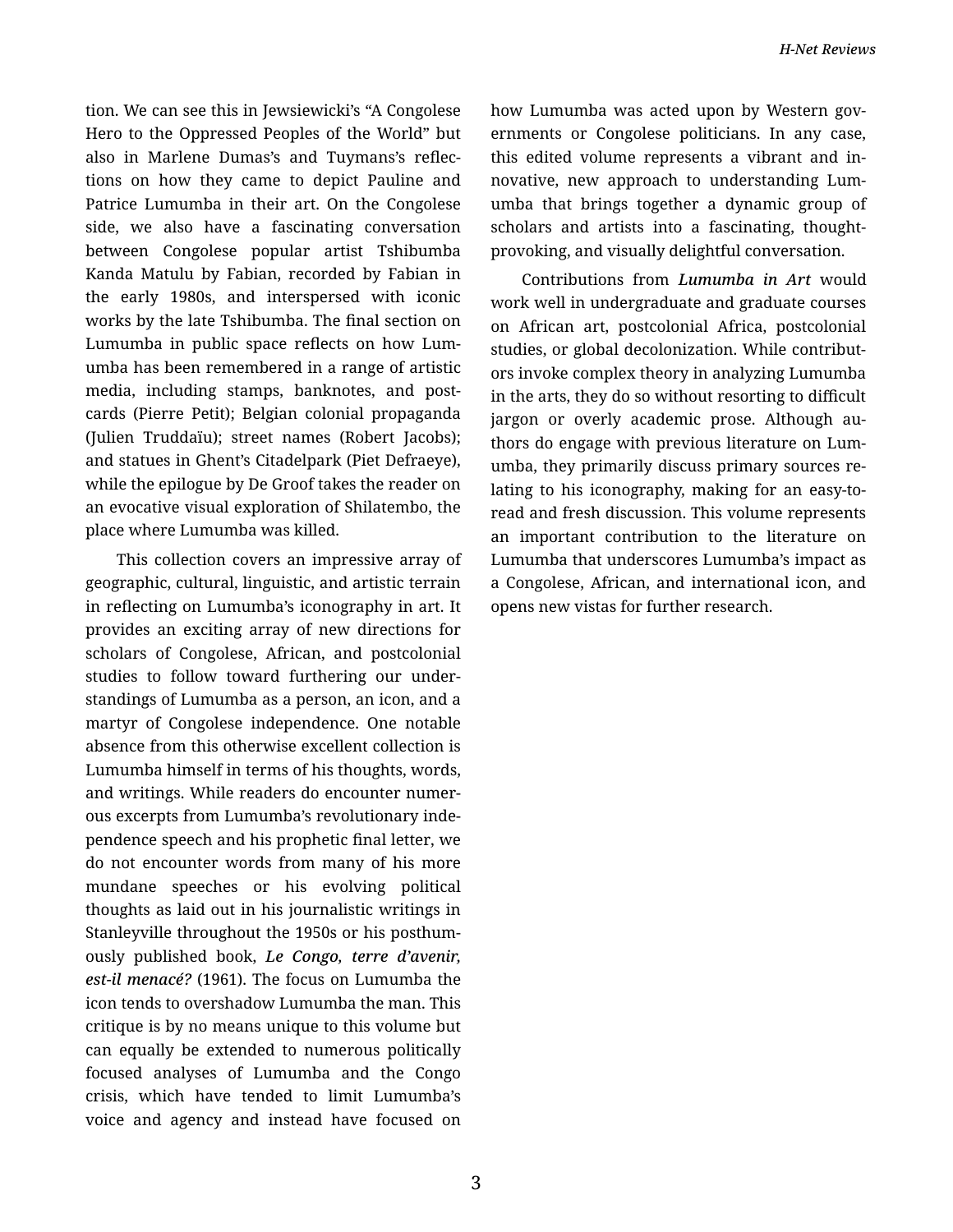tion. We can see this in Jewsiewicki's "A Congolese Hero to the Oppressed Peoples of the World" but also in Marlene Dumas's and Tuymans's reflections on how they came to depict Pauline and Patrice Lumumba in their art. On the Congolese side, we also have a fascinating conversation between Congolese popular artist Tshibumba Kanda Matulu by Fabian, recorded by Fabian in the early 1980s, and interspersed with iconic works by the late Tshibumba. The final section on Lumumba in public space reflects on how Lumumba has been remembered in a range of artistic media, including stamps, banknotes, and postcards (Pierre Petit); Belgian colonial propaganda (Julien Truddaïu); street names (Robert Jacobs); and statues in Ghent's Citadelpark (Piet Defraeye), while the epilogue by De Groof takes the reader on an evocative visual exploration of Shilatembo, the place where Lumumba was killed.

This collection covers an impressive array of geographic, cultural, linguistic, and artistic terrain in reflecting on Lumumba's iconography in art. It provides an exciting array of new directions for scholars of Congolese, African, and postcolonial studies to follow toward furthering our understandings of Lumumba as a person, an icon, and a martyr of Congolese independence. One notable absence from this otherwise excellent collection is Lumumba himself in terms of his thoughts, words, and writings. While readers do encounter numerous excerpts from Lumumba's revolutionary independence speech and his prophetic final letter, we do not encounter words from many of his more mundane speeches or his evolving political thoughts as laid out in his journalistic writings in Stanleyville throughout the 1950s or his posthumously published book, ***Le Congo, terre d'avenir, est-il menacé?*** (1961). The focus on Lumumba the icon tends to overshadow Lumumba the man. This critique is by no means unique to this volume but can equally be extended to numerous politically focused analyses of Lumumba and the Congo crisis, which have tended to limit Lumumba's voice and agency and instead have focused on how Lumumba was acted upon by Western governments or Congolese politicians. In any case, this edited volume represents a vibrant and innovative, new approach to understanding Lumumba that brings together a dynamic group of scholars and artists into a fascinating, thought-provoking, and visually delightful conversation.

Contributions from ***Lumumba in Art*** would work well in undergraduate and graduate courses on African art, postcolonial Africa, postcolonial studies, or global decolonization. While contributors invoke complex theory in analyzing Lumumba in the arts, they do so without resorting to difficult jargon or overly academic prose. Although authors do engage with previous literature on Lumumba, they primarily discuss primary sources relating to his iconography, making for an easy-to-read and fresh discussion. This volume represents an important contribution to the literature on Lumumba that underscores Lumumba's impact as a Congolese, African, and international icon, and opens new vistas for further research.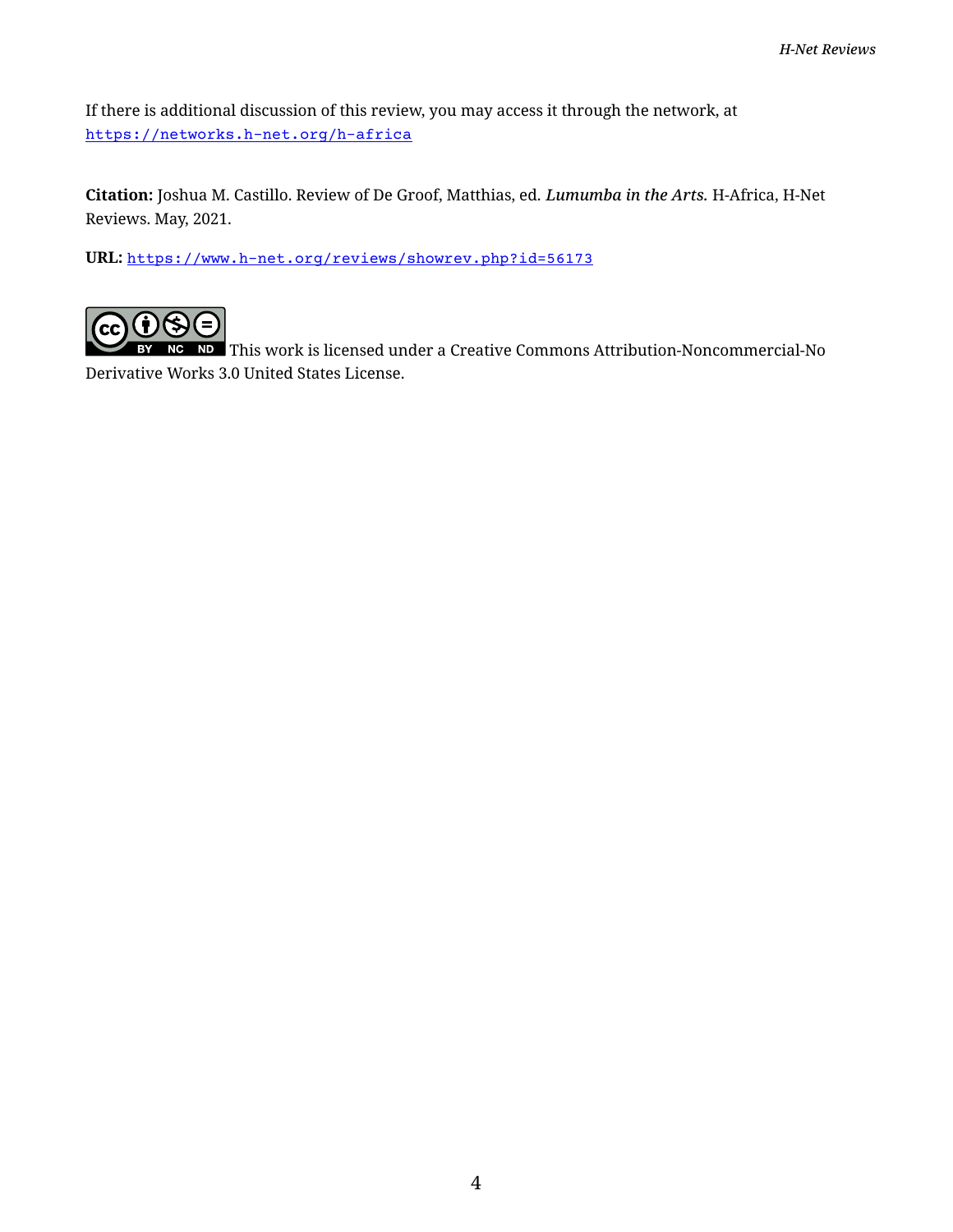If there is additional discussion of this review, you may access it through the network, at https://networks.h-net.org/h-africa

**Citation:** Joshua M. Castillo. Review of De Groof, Matthias, ed. ***Lumumba in the Arts.*** H-Africa, H-Net Reviews. May, 2021.

**URL:** https://www.h-net.org/reviews/showrev.php?id=56173

This work is licensed under a Creative Commons Attribution-Noncommercial-No Derivative Works 3.0 United States License.